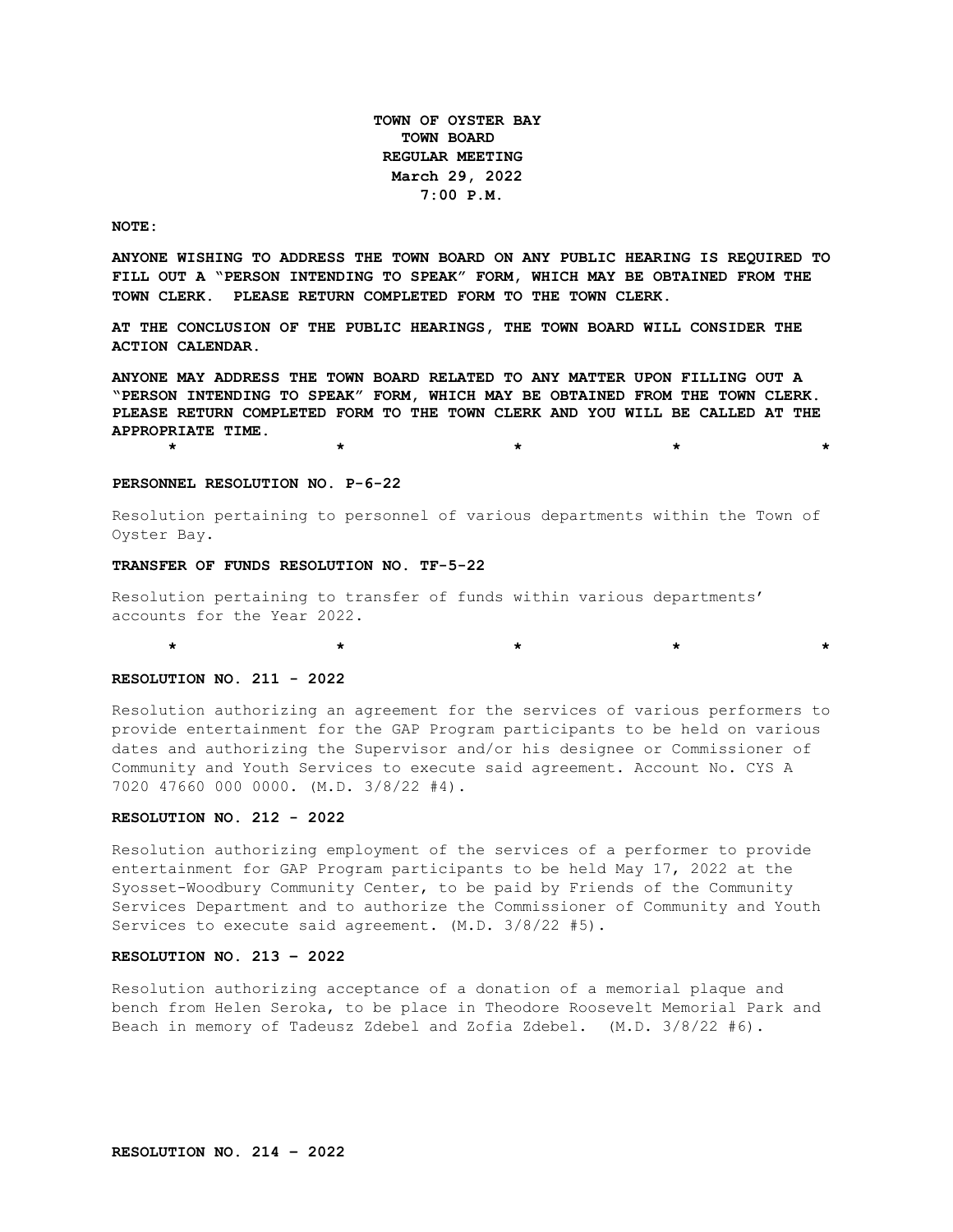**TOWN OF OYSTER BAY**
**TOWN BOARD**
**REGULAR MEETING**
**March 29, 2022**
**7:00 P.M.**

**NOTE:**

**ANYONE WISHING TO ADDRESS THE TOWN BOARD ON ANY PUBLIC HEARING IS REQUIRED TO FILL OUT A "PERSON INTENDING TO SPEAK" FORM, WHICH MAY BE OBTAINED FROM THE TOWN CLERK. PLEASE RETURN COMPLETED FORM TO THE TOWN CLERK.**

**AT THE CONCLUSION OF THE PUBLIC HEARINGS, THE TOWN BOARD WILL CONSIDER THE ACTION CALENDAR.**

**ANYONE MAY ADDRESS THE TOWN BOARD RELATED TO ANY MATTER UPON FILLING OUT A "PERSON INTENDING TO SPEAK" FORM, WHICH MAY BE OBTAINED FROM THE TOWN CLERK. PLEASE RETURN COMPLETED FORM TO THE TOWN CLERK AND YOU WILL BE CALLED AT THE APPROPRIATE TIME.**

\* \* \* \* \*

**PERSONNEL RESOLUTION NO. P-6-22**

Resolution pertaining to personnel of various departments within the Town of Oyster Bay.

**TRANSFER OF FUNDS RESOLUTION NO. TF-5-22**

Resolution pertaining to transfer of funds within various departments' accounts for the Year 2022.

\* \* \* \* \*

**RESOLUTION NO. 211 - 2022**

Resolution authorizing an agreement for the services of various performers to provide entertainment for the GAP Program participants to be held on various dates and authorizing the Supervisor and/or his designee or Commissioner of Community and Youth Services to execute said agreement. Account No. CYS A 7020 47660 000 0000. (M.D. 3/8/22 #4).

**RESOLUTION NO. 212 - 2022**

Resolution authorizing employment of the services of a performer to provide entertainment for GAP Program participants to be held May 17, 2022 at the Syosset-Woodbury Community Center, to be paid by Friends of the Community Services Department and to authorize the Commissioner of Community and Youth Services to execute said agreement. (M.D. 3/8/22 #5).

**RESOLUTION NO. 213 – 2022**

Resolution authorizing acceptance of a donation of a memorial plaque and bench from Helen Seroka, to be place in Theodore Roosevelt Memorial Park and Beach in memory of Tadeusz Zdebel and Zofia Zdebel. (M.D. 3/8/22 #6).

**RESOLUTION NO. 214 – 2022**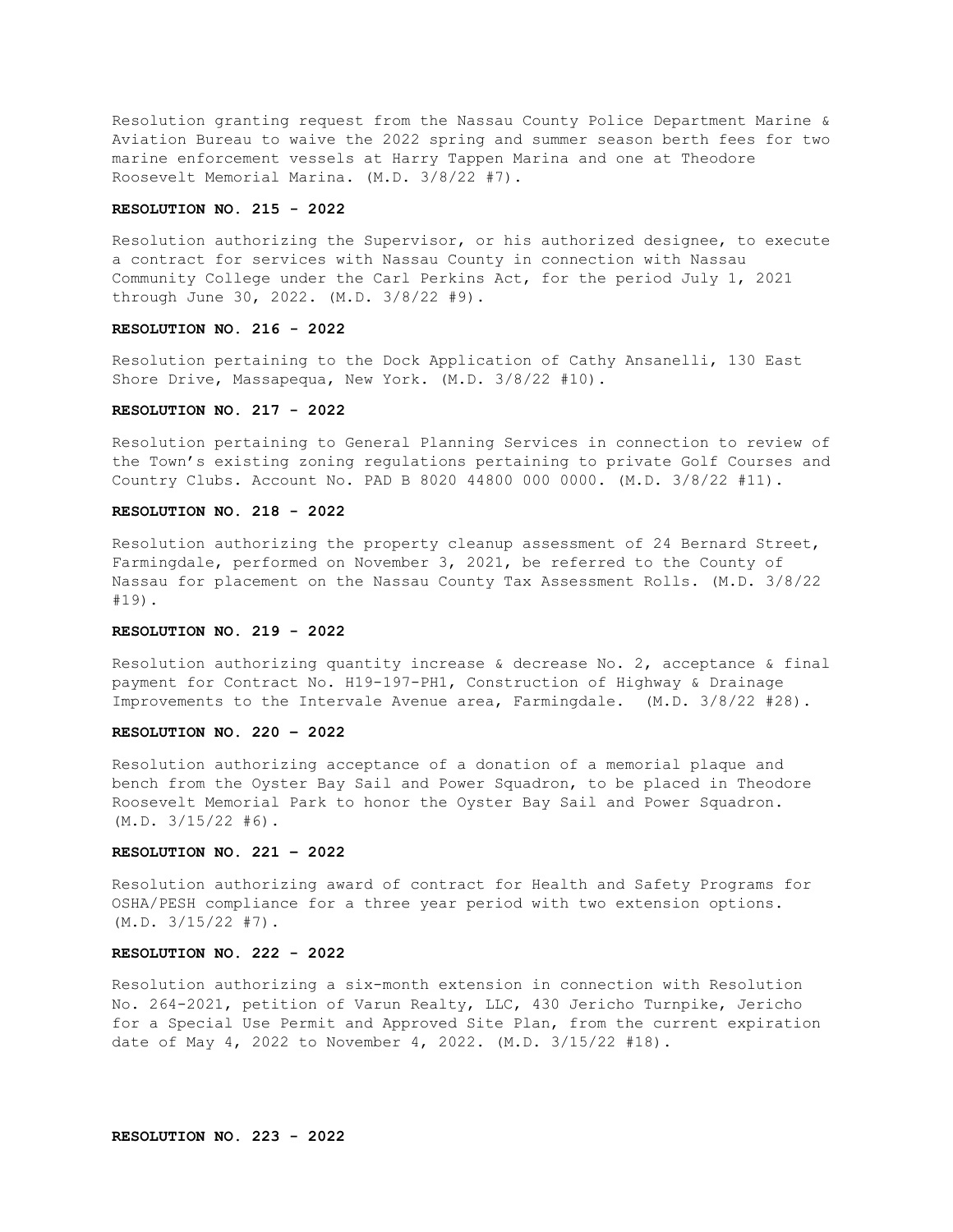Resolution granting request from the Nassau County Police Department Marine & Aviation Bureau to waive the 2022 spring and summer season berth fees for two marine enforcement vessels at Harry Tappen Marina and one at Theodore Roosevelt Memorial Marina. (M.D. 3/8/22 #7).

**RESOLUTION NO. 215 - 2022**

Resolution authorizing the Supervisor, or his authorized designee, to execute a contract for services with Nassau County in connection with Nassau Community College under the Carl Perkins Act, for the period July 1, 2021 through June 30, 2022. (M.D. 3/8/22 #9).

**RESOLUTION NO. 216 - 2022**

Resolution pertaining to the Dock Application of Cathy Ansanelli, 130 East Shore Drive, Massapequa, New York. (M.D. 3/8/22 #10).

**RESOLUTION NO. 217 - 2022**

Resolution pertaining to General Planning Services in connection to review of the Town's existing zoning regulations pertaining to private Golf Courses and Country Clubs. Account No. PAD B 8020 44800 000 0000. (M.D. 3/8/22 #11).

**RESOLUTION NO. 218 - 2022**

Resolution authorizing the property cleanup assessment of 24 Bernard Street, Farmingdale, performed on November 3, 2021, be referred to the County of Nassau for placement on the Nassau County Tax Assessment Rolls. (M.D. 3/8/22 #19).

**RESOLUTION NO. 219 - 2022**

Resolution authorizing quantity increase & decrease No. 2, acceptance & final payment for Contract No. H19-197-PH1, Construction of Highway & Drainage Improvements to the Intervale Avenue area, Farmingdale. (M.D. 3/8/22 #28).

**RESOLUTION NO. 220 – 2022**

Resolution authorizing acceptance of a donation of a memorial plaque and bench from the Oyster Bay Sail and Power Squadron, to be placed in Theodore Roosevelt Memorial Park to honor the Oyster Bay Sail and Power Squadron. (M.D. 3/15/22 #6).

**RESOLUTION NO. 221 – 2022**

Resolution authorizing award of contract for Health and Safety Programs for OSHA/PESH compliance for a three year period with two extension options. (M.D. 3/15/22 #7).

**RESOLUTION NO. 222 - 2022**

Resolution authorizing a six-month extension in connection with Resolution No. 264-2021, petition of Varun Realty, LLC, 430 Jericho Turnpike, Jericho for a Special Use Permit and Approved Site Plan, from the current expiration date of May 4, 2022 to November 4, 2022. (M.D. 3/15/22 #18).

**RESOLUTION NO. 223 - 2022**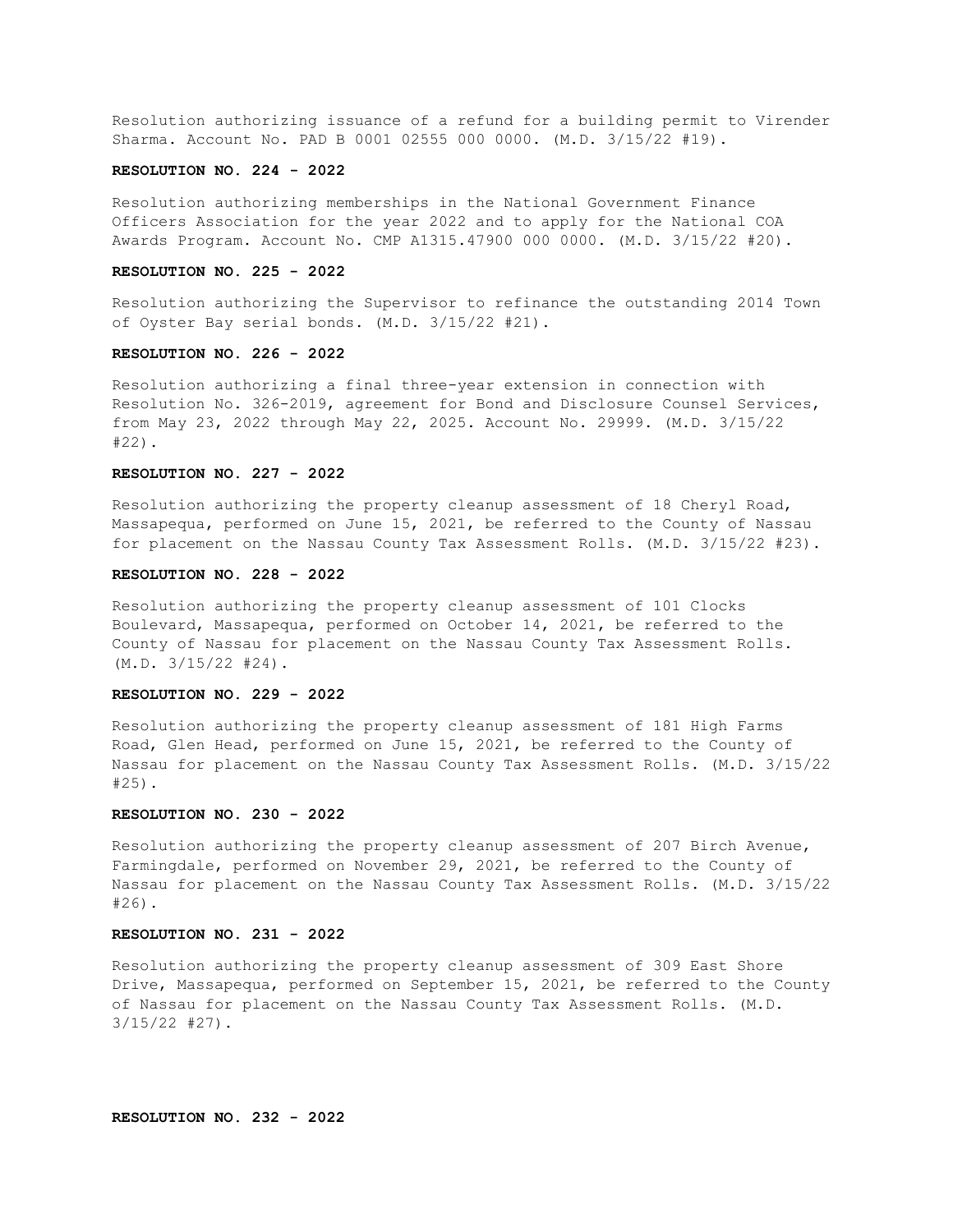Resolution authorizing issuance of a refund for a building permit to Virender Sharma. Account No. PAD B 0001 02555 000 0000. (M.D. 3/15/22 #19).

**RESOLUTION NO. 224 - 2022**

Resolution authorizing memberships in the National Government Finance Officers Association for the year 2022 and to apply for the National COA Awards Program. Account No. CMP A1315.47900 000 0000. (M.D. 3/15/22 #20).

**RESOLUTION NO. 225 - 2022**

Resolution authorizing the Supervisor to refinance the outstanding 2014 Town of Oyster Bay serial bonds. (M.D. 3/15/22 #21).

**RESOLUTION NO. 226 - 2022**

Resolution authorizing a final three-year extension in connection with Resolution No. 326-2019, agreement for Bond and Disclosure Counsel Services, from May 23, 2022 through May 22, 2025. Account No. 29999. (M.D. 3/15/22 #22).

**RESOLUTION NO. 227 - 2022**

Resolution authorizing the property cleanup assessment of 18 Cheryl Road, Massapequa, performed on June 15, 2021, be referred to the County of Nassau for placement on the Nassau County Tax Assessment Rolls. (M.D. 3/15/22 #23).

**RESOLUTION NO. 228 - 2022**

Resolution authorizing the property cleanup assessment of 101 Clocks Boulevard, Massapequa, performed on October 14, 2021, be referred to the County of Nassau for placement on the Nassau County Tax Assessment Rolls. (M.D. 3/15/22 #24).

**RESOLUTION NO. 229 - 2022**

Resolution authorizing the property cleanup assessment of 181 High Farms Road, Glen Head, performed on June 15, 2021, be referred to the County of Nassau for placement on the Nassau County Tax Assessment Rolls. (M.D. 3/15/22 #25).

**RESOLUTION NO. 230 - 2022**

Resolution authorizing the property cleanup assessment of 207 Birch Avenue, Farmingdale, performed on November 29, 2021, be referred to the County of Nassau for placement on the Nassau County Tax Assessment Rolls. (M.D. 3/15/22 #26).

**RESOLUTION NO. 231 - 2022**

Resolution authorizing the property cleanup assessment of 309 East Shore Drive, Massapequa, performed on September 15, 2021, be referred to the County of Nassau for placement on the Nassau County Tax Assessment Rolls. (M.D. 3/15/22 #27).

**RESOLUTION NO. 232 - 2022**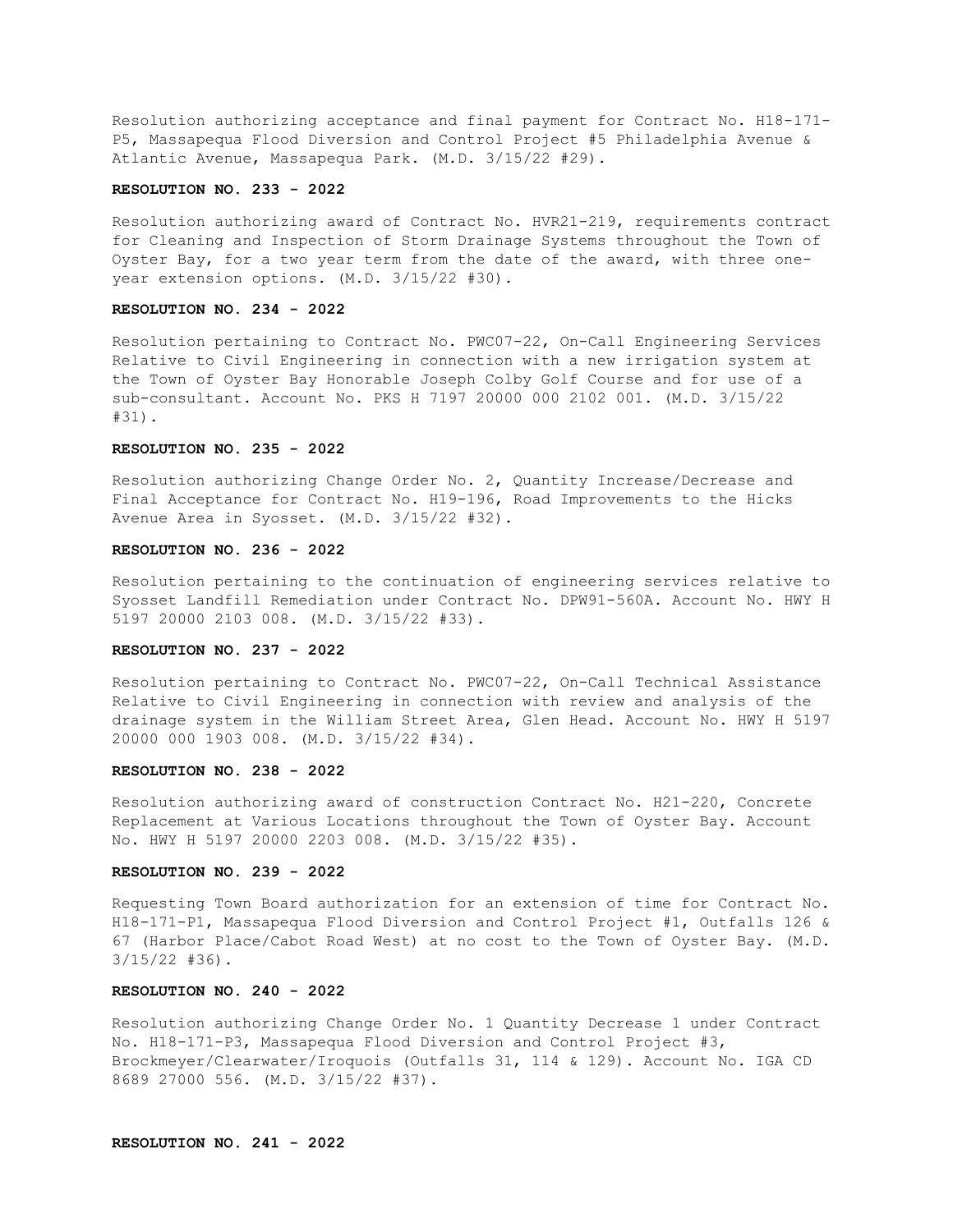Resolution authorizing acceptance and final payment for Contract No. H18-171-P5, Massapequa Flood Diversion and Control Project #5 Philadelphia Avenue & Atlantic Avenue, Massapequa Park. (M.D. 3/15/22 #29).

**RESOLUTION NO. 233 - 2022**

Resolution authorizing award of Contract No. HVR21-219, requirements contract for Cleaning and Inspection of Storm Drainage Systems throughout the Town of Oyster Bay, for a two year term from the date of the award, with three one-year extension options. (M.D. 3/15/22 #30).

**RESOLUTION NO. 234 - 2022**

Resolution pertaining to Contract No. PWC07-22, On-Call Engineering Services Relative to Civil Engineering in connection with a new irrigation system at the Town of Oyster Bay Honorable Joseph Colby Golf Course and for use of a sub-consultant. Account No. PKS H 7197 20000 000 2102 001. (M.D. 3/15/22 #31).

**RESOLUTION NO. 235 - 2022**

Resolution authorizing Change Order No. 2, Quantity Increase/Decrease and Final Acceptance for Contract No. H19-196, Road Improvements to the Hicks Avenue Area in Syosset. (M.D. 3/15/22 #32).

**RESOLUTION NO. 236 - 2022**

Resolution pertaining to the continuation of engineering services relative to Syosset Landfill Remediation under Contract No. DPW91-560A. Account No. HWY H 5197 20000 2103 008. (M.D. 3/15/22 #33).

**RESOLUTION NO. 237 - 2022**

Resolution pertaining to Contract No. PWC07-22, On-Call Technical Assistance Relative to Civil Engineering in connection with review and analysis of the drainage system in the William Street Area, Glen Head. Account No. HWY H 5197 20000 000 1903 008. (M.D. 3/15/22 #34).

**RESOLUTION NO. 238 - 2022**

Resolution authorizing award of construction Contract No. H21-220, Concrete Replacement at Various Locations throughout the Town of Oyster Bay. Account No. HWY H 5197 20000 2203 008. (M.D. 3/15/22 #35).

**RESOLUTION NO. 239 - 2022**

Requesting Town Board authorization for an extension of time for Contract No. H18-171-P1, Massapequa Flood Diversion and Control Project #1, Outfalls 126 & 67 (Harbor Place/Cabot Road West) at no cost to the Town of Oyster Bay. (M.D. 3/15/22 #36).

**RESOLUTION NO. 240 - 2022**

Resolution authorizing Change Order No. 1 Quantity Decrease 1 under Contract No. H18-171-P3, Massapequa Flood Diversion and Control Project #3, Brockmeyer/Clearwater/Iroquois (Outfalls 31, 114 & 129). Account No. IGA CD 8689 27000 556. (M.D. 3/15/22 #37).

**RESOLUTION NO. 241 - 2022**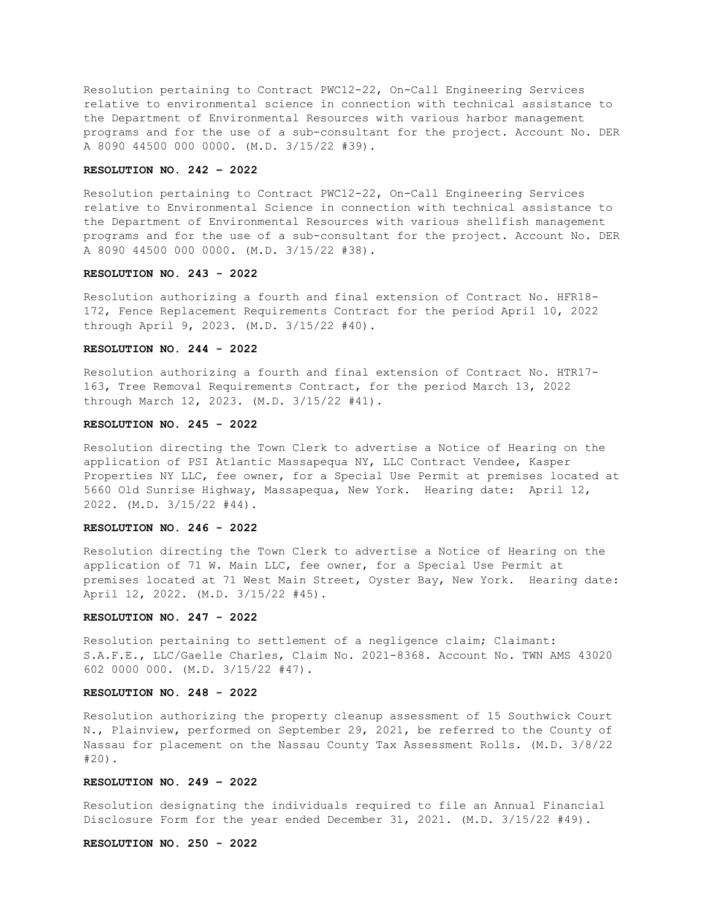Resolution pertaining to Contract PWC12-22, On-Call Engineering Services relative to environmental science in connection with technical assistance to the Department of Environmental Resources with various harbor management programs and for the use of a sub-consultant for the project. Account No. DER A 8090 44500 000 0000. (M.D. 3/15/22 #39).

**RESOLUTION NO. 242 – 2022**

Resolution pertaining to Contract PWC12-22, On-Call Engineering Services relative to Environmental Science in connection with technical assistance to the Department of Environmental Resources with various shellfish management programs and for the use of a sub-consultant for the project. Account No. DER A 8090 44500 000 0000. (M.D. 3/15/22 #38).

**RESOLUTION NO. 243 - 2022**

Resolution authorizing a fourth and final extension of Contract No. HFR18-172, Fence Replacement Requirements Contract for the period April 10, 2022 through April 9, 2023. (M.D. 3/15/22 #40).

**RESOLUTION NO. 244 - 2022**

Resolution authorizing a fourth and final extension of Contract No. HTR17-163, Tree Removal Requirements Contract, for the period March 13, 2022 through March 12, 2023. (M.D. 3/15/22 #41).

**RESOLUTION NO. 245 - 2022**

Resolution directing the Town Clerk to advertise a Notice of Hearing on the application of PSI Atlantic Massapequa NY, LLC Contract Vendee, Kasper Properties NY LLC, fee owner, for a Special Use Permit at premises located at 5660 Old Sunrise Highway, Massapequa, New York. Hearing date: April 12, 2022. (M.D. 3/15/22 #44).

**RESOLUTION NO. 246 - 2022**

Resolution directing the Town Clerk to advertise a Notice of Hearing on the application of 71 W. Main LLC, fee owner, for a Special Use Permit at premises located at 71 West Main Street, Oyster Bay, New York. Hearing date: April 12, 2022. (M.D. 3/15/22 #45).

**RESOLUTION NO. 247 - 2022**

Resolution pertaining to settlement of a negligence claim; Claimant: S.A.F.E., LLC/Gaelle Charles, Claim No. 2021-8368. Account No. TWN AMS 43020 602 0000 000. (M.D. 3/15/22 #47).

**RESOLUTION NO. 248 - 2022**

Resolution authorizing the property cleanup assessment of 15 Southwick Court N., Plainview, performed on September 29, 2021, be referred to the County of Nassau for placement on the Nassau County Tax Assessment Rolls. (M.D. 3/8/22 #20).

**RESOLUTION NO. 249 – 2022**

Resolution designating the individuals required to file an Annual Financial Disclosure Form for the year ended December 31, 2021. (M.D. 3/15/22 #49).

**RESOLUTION NO. 250 - 2022**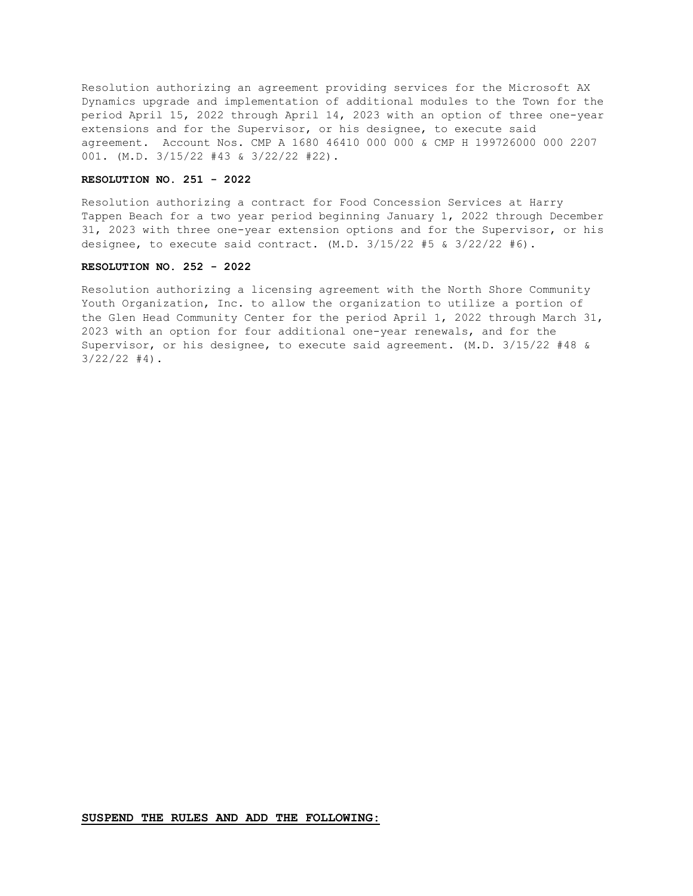Resolution authorizing an agreement providing services for the Microsoft AX Dynamics upgrade and implementation of additional modules to the Town for the period April 15, 2022 through April 14, 2023 with an option of three one-year extensions and for the Supervisor, or his designee, to execute said agreement. Account Nos. CMP A 1680 46410 000 000 & CMP H 199726000 000 2207 001. (M.D. 3/15/22 #43 & 3/22/22 #22).

**RESOLUTION NO. 251 - 2022**

Resolution authorizing a contract for Food Concession Services at Harry Tappen Beach for a two year period beginning January 1, 2022 through December 31, 2023 with three one-year extension options and for the Supervisor, or his designee, to execute said contract. (M.D. 3/15/22 #5 & 3/22/22 #6).

**RESOLUTION NO. 252 - 2022**

Resolution authorizing a licensing agreement with the North Shore Community Youth Organization, Inc. to allow the organization to utilize a portion of the Glen Head Community Center for the period April 1, 2022 through March 31, 2023 with an option for four additional one-year renewals, and for the Supervisor, or his designee, to execute said agreement. (M.D. 3/15/22 #48 & 3/22/22 #4).

**SUSPEND THE RULES AND ADD THE FOLLOWING:**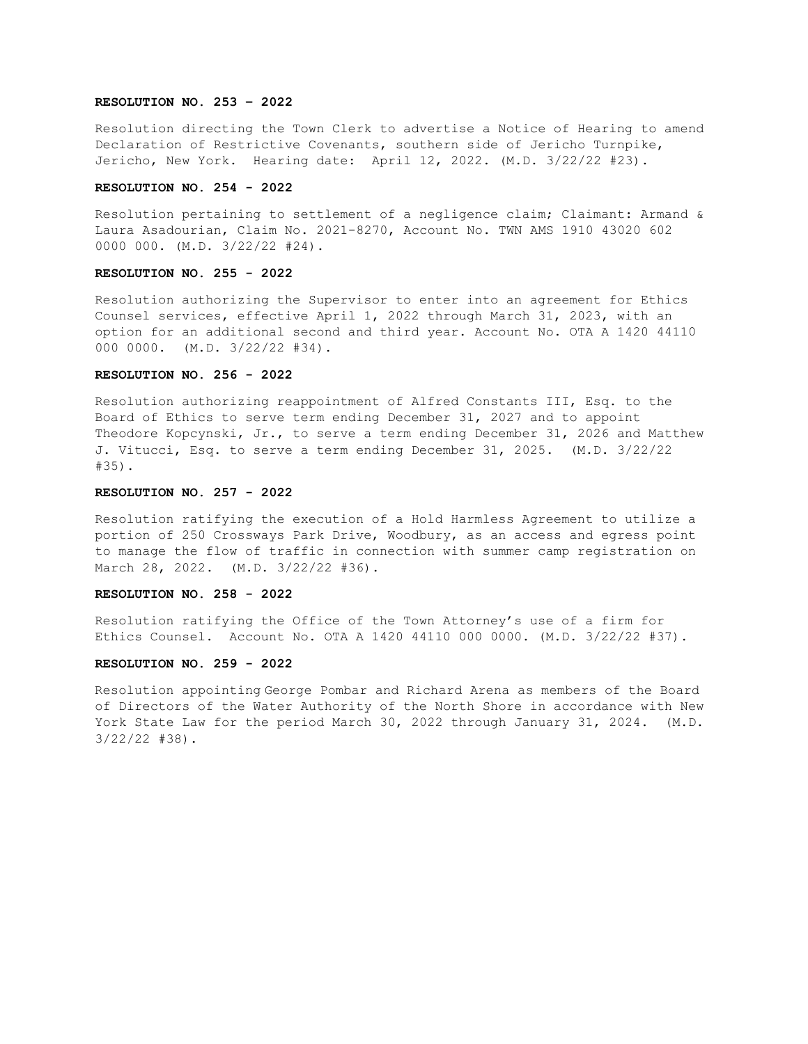**RESOLUTION NO. 253 – 2022**

Resolution directing the Town Clerk to advertise a Notice of Hearing to amend Declaration of Restrictive Covenants, southern side of Jericho Turnpike, Jericho, New York. Hearing date: April 12, 2022. (M.D. 3/22/22 #23).

**RESOLUTION NO. 254 - 2022**

Resolution pertaining to settlement of a negligence claim; Claimant: Armand & Laura Asadourian, Claim No. 2021-8270, Account No. TWN AMS 1910 43020 602 0000 000. (M.D. 3/22/22 #24).

**RESOLUTION NO. 255 - 2022**

Resolution authorizing the Supervisor to enter into an agreement for Ethics Counsel services, effective April 1, 2022 through March 31, 2023, with an option for an additional second and third year. Account No. OTA A 1420 44110 000 0000. (M.D. 3/22/22 #34).

**RESOLUTION NO. 256 - 2022**

Resolution authorizing reappointment of Alfred Constants III, Esq. to the Board of Ethics to serve term ending December 31, 2027 and to appoint Theodore Kopcynski, Jr., to serve a term ending December 31, 2026 and Matthew J. Vitucci, Esq. to serve a term ending December 31, 2025. (M.D. 3/22/22 #35).

**RESOLUTION NO. 257 - 2022**

Resolution ratifying the execution of a Hold Harmless Agreement to utilize a portion of 250 Crossways Park Drive, Woodbury, as an access and egress point to manage the flow of traffic in connection with summer camp registration on March 28, 2022. (M.D. 3/22/22 #36).

**RESOLUTION NO. 258 - 2022**

Resolution ratifying the Office of the Town Attorney's use of a firm for Ethics Counsel. Account No. OTA A 1420 44110 000 0000. (M.D. 3/22/22 #37).

**RESOLUTION NO. 259 - 2022**

Resolution appointing George Pombar and Richard Arena as members of the Board of Directors of the Water Authority of the North Shore in accordance with New York State Law for the period March 30, 2022 through January 31, 2024. (M.D. 3/22/22 #38).